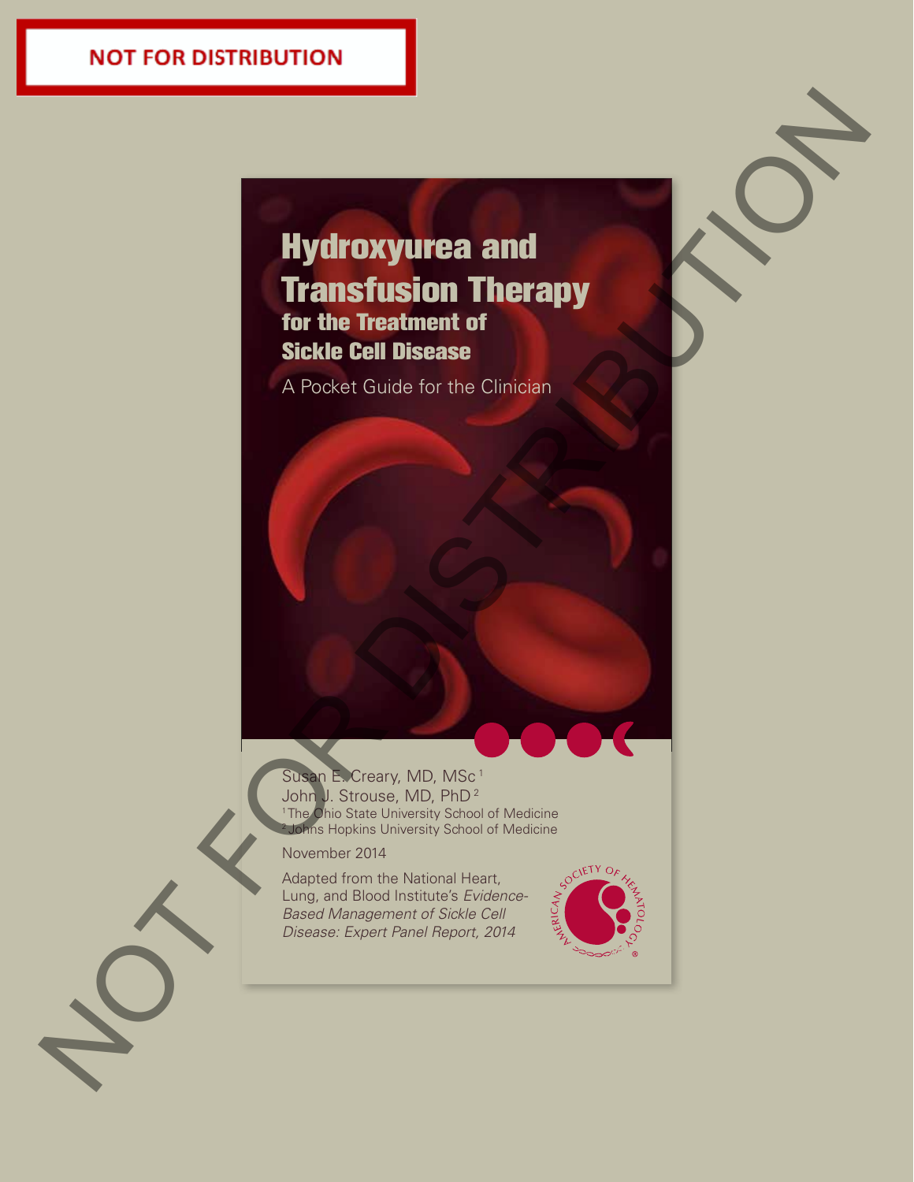NOT FOR DISTRIBUTION

# Hydroxyurea and Transfusion Therapy

## for the Treatment of Sickle Cell Disease

A Pocket Guide for the Clinician

Susan E. Creary, MD, MSc[1]
John J. Strouse, MD, PhD[2]
[1]The Ohio State University School of Medicine
[2]Johns Hopkins University School of Medicine

November 2014

Adapted from the National Heart, Lung, and Blood Institute's *Evidence-Based Management of Sickle Cell Disease: Expert Panel Report, 2014*

AMERICAN SOCIETY OF HEMATOLOGY®

NOT FOR DISTRIBUTION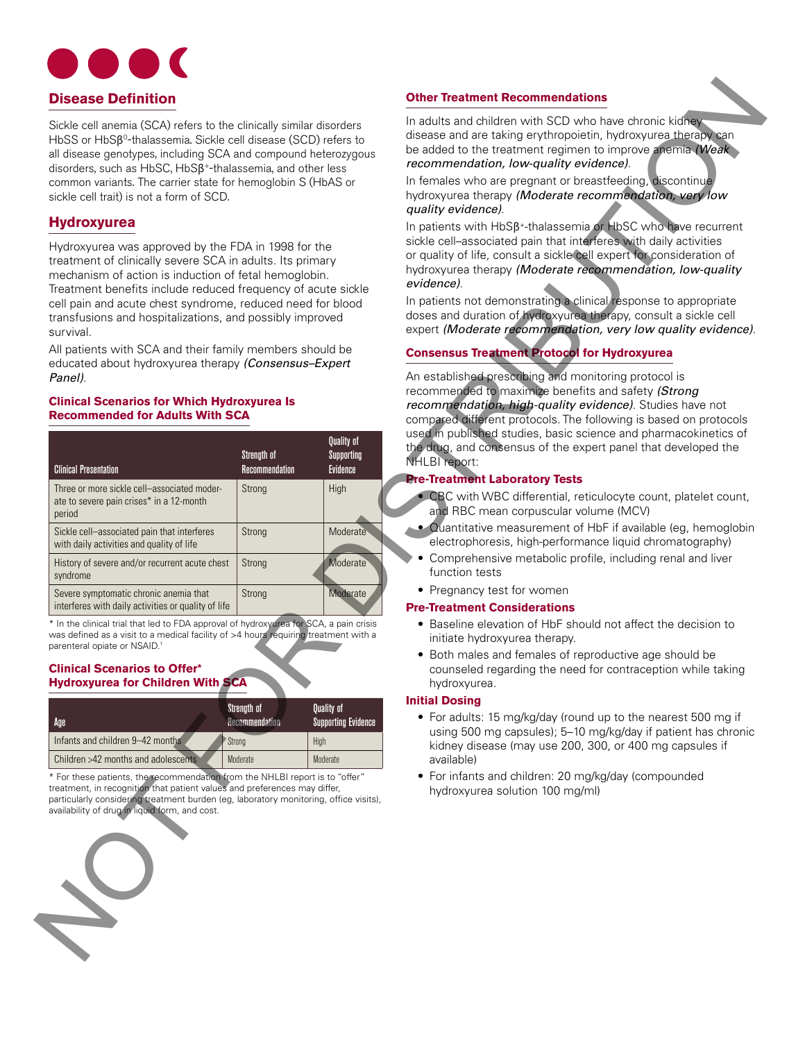## Disease Definition

Sickle cell anemia (SCA) refers to the clinically similar disorders HbSS or HbSβ⁰-thalassemia. Sickle cell disease (SCD) refers to all disease genotypes, including SCA and compound heterozygous disorders, such as HbSC, HbSβ⁺-thalassemia, and other less common variants. The carrier state for hemoglobin S (HbAS or sickle cell trait) is not a form of SCD.

## Hydroxyurea

Hydroxyurea was approved by the FDA in 1998 for the treatment of clinically severe SCA in adults. Its primary mechanism of action is induction of fetal hemoglobin. Treatment benefits include reduced frequency of acute sickle cell pain and acute chest syndrome, reduced need for blood transfusions and hospitalizations, and possibly improved survival.

All patients with SCA and their family members should be educated about hydroxyurea therapy *(Consensus–Expert Panel)*.

### Clinical Scenarios for Which Hydroxyurea Is Recommended for Adults With SCA

| Clinical Presentation | Strength of Recommendation | Quality of Supporting Evidence |
|---|---|---|
| Three or more sickle cell–associated moderate to severe pain crises* in a 12-month period | Strong | High |
| Sickle cell–associated pain that interferes with daily activities and quality of life | Strong | Moderate |
| History of severe and/or recurrent acute chest syndrome | Strong | Moderate |
| Severe symptomatic chronic anemia that interferes with daily activities or quality of life | Strong | Moderate |

* In the clinical trial that led to FDA approval of hydroxyurea for SCA, a pain crisis was defined as a visit to a medical facility of >4 hours requiring treatment with a parenteral opiate or NSAID.[1]

### Clinical Scenarios to Offer* Hydroxyurea for Children With SCA

| Age | Strength of Recommendation | Quality of Supporting Evidence |
|---|---|---|
| Infants and children 9–42 months | Strong | High |
| Children >42 months and adolescents | Moderate | Moderate |

* For these patients, the recommendation from the NHLBI report is to "offer" treatment, in recognition that patient values and preferences may differ, particularly considering treatment burden (eg, laboratory monitoring, office visits), availability of drug in liquid form, and cost.

### Other Treatment Recommendations

In adults and children with SCD who have chronic kidney disease and are taking erythropoietin, hydroxyurea therapy can be added to the treatment regimen to improve anemia *(Weak recommendation, low-quality evidence)*.

In females who are pregnant or breastfeeding, discontinue hydroxyurea therapy *(Moderate recommendation, very low quality evidence)*.

In patients with HbSβ⁺-thalassemia or HbSC who have recurrent sickle cell–associated pain that interferes with daily activities or quality of life, consult a sickle cell expert for consideration of hydroxyurea therapy *(Moderate recommendation, low-quality evidence)*.

In patients not demonstrating a clinical response to appropriate doses and duration of hydroxyurea therapy, consult a sickle cell expert *(Moderate recommendation, very low quality evidence)*.

### Consensus Treatment Protocol for Hydroxyurea

An established prescribing and monitoring protocol is recommended to maximize benefits and safety *(Strong recommendation, high-quality evidence)*. Studies have not compared different protocols. The following is based on protocols used in published studies, basic science and pharmacokinetics of the drug, and consensus of the expert panel that developed the NHLBI report:

#### Pre-Treatment Laboratory Tests

- CBC with WBC differential, reticulocyte count, platelet count, and RBC mean corpuscular volume (MCV)
- Quantitative measurement of HbF if available (eg, hemoglobin electrophoresis, high-performance liquid chromatography)
- Comprehensive metabolic profile, including renal and liver function tests
- Pregnancy test for women

#### Pre-Treatment Considerations

- Baseline elevation of HbF should not affect the decision to initiate hydroxyurea therapy.
- Both males and females of reproductive age should be counseled regarding the need for contraception while taking hydroxyurea.

#### Initial Dosing

- For adults: 15 mg/kg/day (round up to the nearest 500 mg if using 500 mg capsules); 5–10 mg/kg/day if patient has chronic kidney disease (may use 200, 300, or 400 mg capsules if available)
- For infants and children: 20 mg/kg/day (compounded hydroxyurea solution 100 mg/ml)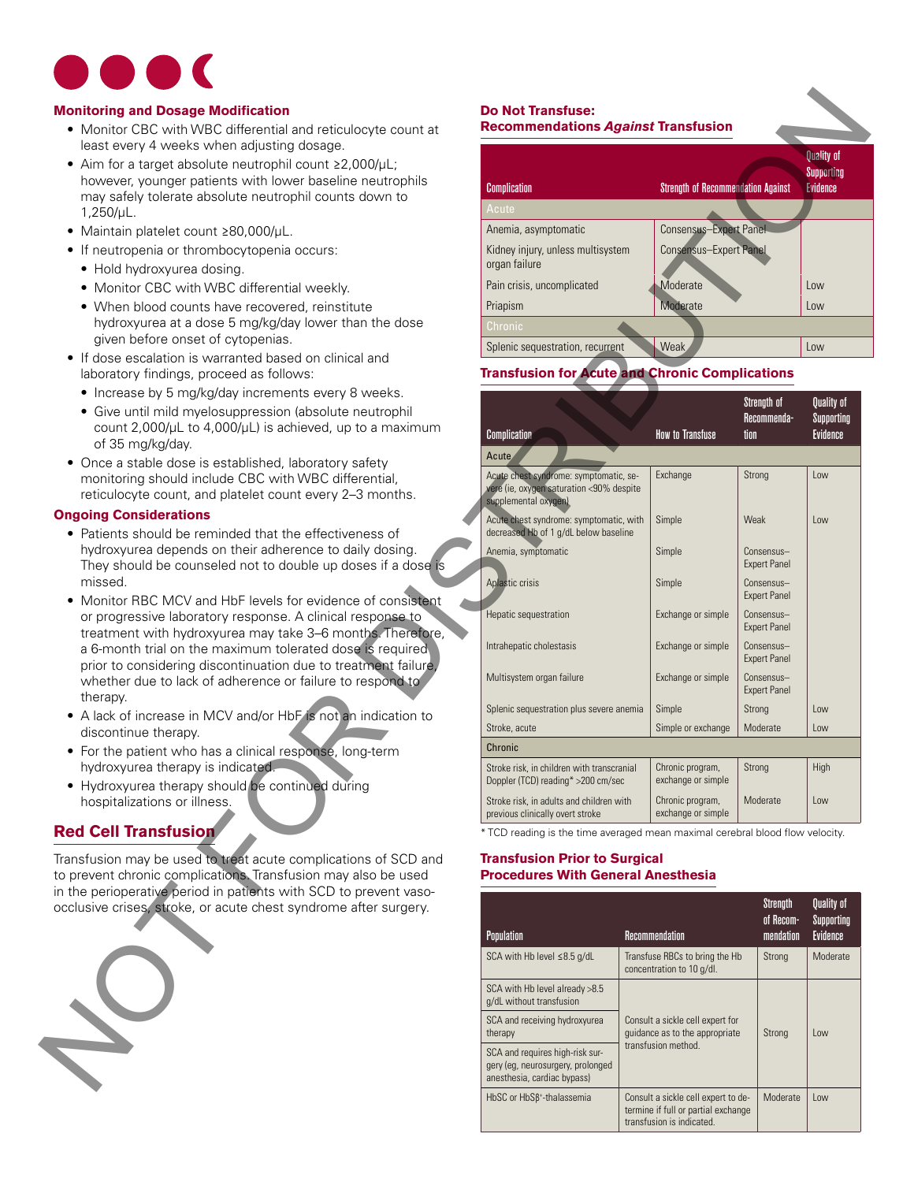## Monitoring and Dosage Modification

- Monitor CBC with WBC differential and reticulocyte count at least every 4 weeks when adjusting dosage.
- Aim for a target absolute neutrophil count ≥2,000/µL; however, younger patients with lower baseline neutrophils may safely tolerate absolute neutrophil counts down to 1,250/µL.
- Maintain platelet count ≥80,000/µL.
- If neutropenia or thrombocytopenia occurs:
  - Hold hydroxyurea dosing.
  - Monitor CBC with WBC differential weekly.
  - When blood counts have recovered, reinstitute hydroxyurea at a dose 5 mg/kg/day lower than the dose given before onset of cytopenias.
- If dose escalation is warranted based on clinical and laboratory findings, proceed as follows:
  - Increase by 5 mg/kg/day increments every 8 weeks.
  - Give until mild myelosuppression (absolute neutrophil count 2,000/µL to 4,000/µL) is achieved, up to a maximum of 35 mg/kg/day.
- Once a stable dose is established, laboratory safety monitoring should include CBC with WBC differential, reticulocyte count, and platelet count every 2–3 months.

## Ongoing Considerations

- Patients should be reminded that the effectiveness of hydroxyurea depends on their adherence to daily dosing. They should be counseled not to double up doses if a dose is missed.
- Monitor RBC MCV and HbF levels for evidence of consistent or progressive laboratory response. A clinical response to treatment with hydroxyurea may take 3–6 months. Therefore, a 6-month trial on the maximum tolerated dose is required prior to considering discontinuation due to treatment failure, whether due to lack of adherence or failure to respond to therapy.
- A lack of increase in MCV and/or HbF is not an indication to discontinue therapy.
- For the patient who has a clinical response, long-term hydroxyurea therapy is indicated.
- Hydroxyurea therapy should be continued during hospitalizations or illness.

# Red Cell Transfusion

Transfusion may be used to treat acute complications of SCD and to prevent chronic complications. Transfusion may also be used in the perioperative period in patients with SCD to prevent vaso-occlusive crises, stroke, or acute chest syndrome after surgery.

## Do Not Transfuse: Recommendations *Against* Transfusion

| Complication | Strength of Recommendation Against | Quality of Supporting Evidence |
|---|---|---|
| **Acute** | | |
| Anemia, asymptomatic | Consensus–Expert Panel | |
| Kidney injury, unless multisystem organ failure | Consensus–Expert Panel | |
| Pain crisis, uncomplicated | Moderate | Low |
| Priapism | Moderate | Low |
| **Chronic** | | |
| Splenic sequestration, recurrent | Weak | Low |

## Transfusion for Acute and Chronic Complications

| Complication | How to Transfuse | Strength of Recommendation | Quality of Supporting Evidence |
|---|---|---|---|
| **Acute** | | | |
| Acute chest syndrome: symptomatic, severe (ie, oxygen saturation <90% despite supplemental oxygen) | Exchange | Strong | Low |
| Acute chest syndrome: symptomatic, with decreased Hb of 1 g/dL below baseline | Simple | Weak | Low |
| Anemia, symptomatic | Simple | Consensus–Expert Panel | |
| Aplastic crisis | Simple | Consensus–Expert Panel | |
| Hepatic sequestration | Exchange or simple | Consensus–Expert Panel | |
| Intrahepatic cholestasis | Exchange or simple | Consensus–Expert Panel | |
| Multisystem organ failure | Exchange or simple | Consensus–Expert Panel | |
| Splenic sequestration plus severe anemia | Simple | Strong | Low |
| Stroke, acute | Simple or exchange | Moderate | Low |
| **Chronic** | | | |
| Stroke risk, in children with transcranial Doppler (TCD) reading* >200 cm/sec | Chronic program, exchange or simple | Strong | High |
| Stroke risk, in adults and children with previous clinically overt stroke | Chronic program, exchange or simple | Moderate | Low |

* TCD reading is the time averaged mean maximal cerebral blood flow velocity.

## Transfusion Prior to Surgical Procedures With General Anesthesia

| Population | Recommendation | Strength of Recommendation | Quality of Supporting Evidence |
|---|---|---|---|
| SCA with Hb level ≤8.5 g/dL | Transfuse RBCs to bring the Hb concentration to 10 g/dL. | Strong | Moderate |
| SCA with Hb level already >8.5 g/dL without transfusion | Consult a sickle cell expert for guidance as to the appropriate transfusion method. | Strong | Low |
| SCA and receiving hydroxyurea therapy | | | |
| SCA and requires high-risk surgery (eg, neurosurgery, prolonged anesthesia, cardiac bypass) | | | |
| HbSC or HbSβ+-thalassemia | Consult a sickle cell expert to determine if full or partial exchange transfusion is indicated. | Moderate | Low |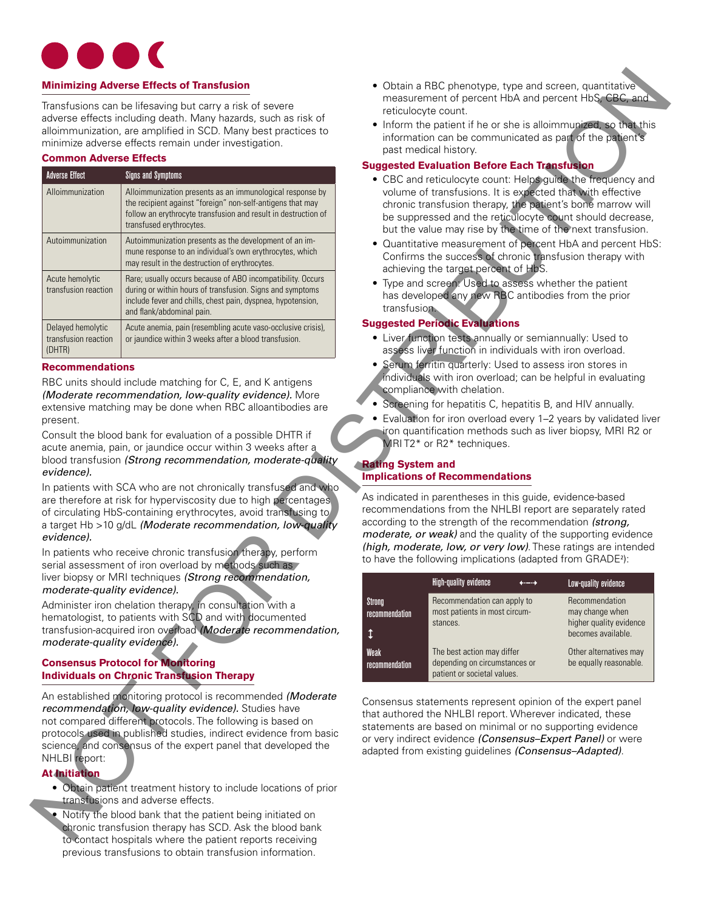## Minimizing Adverse Effects of Transfusion

Transfusions can be lifesaving but carry a risk of severe adverse effects including death. Many hazards, such as risk of alloimmunization, are amplified in SCD. Many best practices to minimize adverse effects remain under investigation.

### Common Adverse Effects

| Adverse Effect | Signs and Symptoms |
|---|---|
| Alloimmunization | Alloimmunization presents as an immunological response by the recipient against "foreign" non-self-antigens that may follow an erythrocyte transfusion and result in destruction of transfused erythrocytes. |
| Autoimmunization | Autoimmunization presents as the development of an immune response to an individual's own erythrocytes, which may result in the destruction of erythrocytes. |
| Acute hemolytic transfusion reaction | Rare; usually occurs because of ABO incompatibility. Occurs during or within hours of transfusion. Signs and symptoms include fever and chills, chest pain, dyspnea, hypotension, and flank/abdominal pain. |
| Delayed hemolytic transfusion reaction (DHTR) | Acute anemia, pain (resembling acute vaso-occlusive crisis), or jaundice within 3 weeks after a blood transfusion. |

### Recommendations

RBC units should include matching for C, E, and K antigens *(Moderate recommendation, low-quality evidence).* More extensive matching may be done when RBC alloantibodies are present.

Consult the blood bank for evaluation of a possible DHTR if acute anemia, pain, or jaundice occur within 3 weeks after a blood transfusion *(Strong recommendation, moderate-quality evidence).*

In patients with SCA who are not chronically transfused and who are therefore at risk for hyperviscosity due to high percentages of circulating HbS-containing erythrocytes, avoid transfusing to a target Hb >10 g/dL *(Moderate recommendation, low-quality evidence).*

In patients who receive chronic transfusion therapy, perform serial assessment of iron overload by methods such as liver biopsy or MRI techniques *(Strong recommendation, moderate-quality evidence).*

Administer iron chelation therapy, in consultation with a hematologist, to patients with SCD and with documented transfusion-acquired iron overload *(Moderate recommendation, moderate-quality evidence).*

### Consensus Protocol for Monitoring Individuals on Chronic Transfusion Therapy

An established monitoring protocol is recommended *(Moderate recommendation, low-quality evidence).* Studies have not compared different protocols. The following is based on protocols used in published studies, indirect evidence from basic science, and consensus of the expert panel that developed the NHLBI report:

#### At Initiation

- Obtain patient treatment history to include locations of prior transfusions and adverse effects.
- Notify the blood bank that the patient being initiated on chronic transfusion therapy has SCD. Ask the blood bank to contact hospitals where the patient reports receiving previous transfusions to obtain transfusion information.
- Obtain a RBC phenotype, type and screen, quantitative measurement of percent HbA and percent HbS, CBC, and reticulocyte count.
- Inform the patient if he or she is alloimmunized, so that this information can be communicated as part of the patient's past medical history.

#### Suggested Evaluation Before Each Transfusion

- CBC and reticulocyte count: Helps guide the frequency and volume of transfusions. It is expected that with effective chronic transfusion therapy, the patient's bone marrow will be suppressed and the reticulocyte count should decrease, but the value may rise by the time of the next transfusion.
- Quantitative measurement of percent HbA and percent HbS: Confirms the success of chronic transfusion therapy with achieving the target percent of HbS.
- Type and screen: Used to assess whether the patient has developed any new RBC antibodies from the prior transfusion.

#### Suggested Periodic Evaluations

- Liver function tests annually or semiannually: Used to assess liver function in individuals with iron overload.
- Serum ferritin quarterly: Used to assess iron stores in individuals with iron overload; can be helpful in evaluating compliance with chelation.
- Screening for hepatitis C, hepatitis B, and HIV annually.
- Evaluation for iron overload every 1–2 years by validated liver iron quantification methods such as liver biopsy, MRI R2 or MRI T2* or R2* techniques.

### Rating System and Implications of Recommendations

As indicated in parentheses in this guide, evidence-based recommendations from the NHLBI report are separately rated according to the strength of the recommendation *(strong, moderate, or weak)* and the quality of the supporting evidence *(high, moderate, low, or very low)*. These ratings are intended to have the following implications (adapted from GRADE[2]):

| | High-quality evidence ←→ | Low-quality evidence |
|---|---|---|
| Strong recommendation ↕ | Recommendation can apply to most patients in most circumstances. | Recommendation may change when higher quality evidence becomes available. |
| Weak recommendation | The best action may differ depending on circumstances or patient or societal values. | Other alternatives may be equally reasonable. |

Consensus statements represent opinion of the expert panel that authored the NHLBI report. Wherever indicated, these statements are based on minimal or no supporting evidence or very indirect evidence *(Consensus–Expert Panel)* or were adapted from existing guidelines *(Consensus–Adapted)*.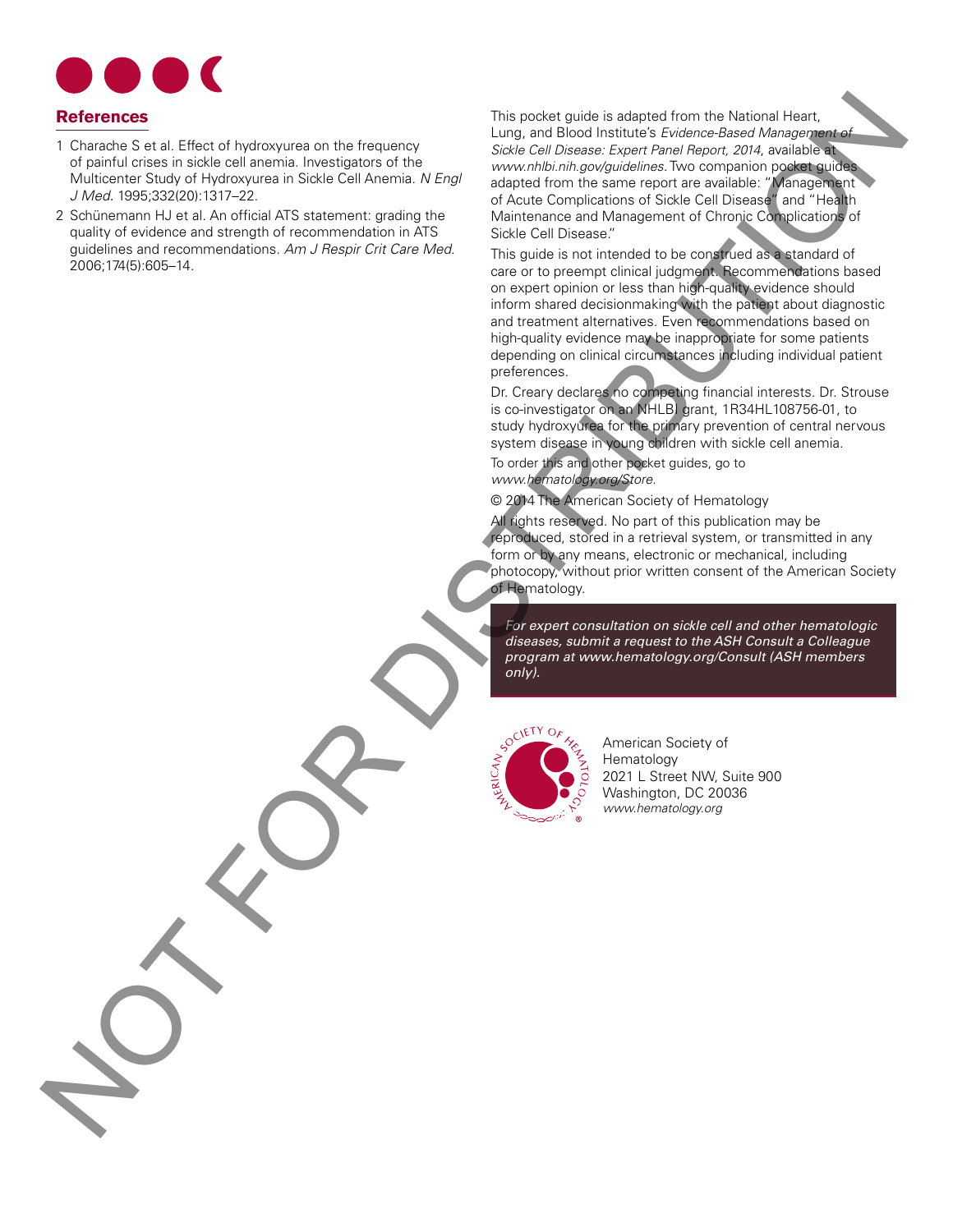## References

1. Charache S et al. Effect of hydroxyurea on the frequency of painful crises in sickle cell anemia. Investigators of the Multicenter Study of Hydroxyurea in Sickle Cell Anemia. *N Engl J Med.* 1995;332(20):1317–22.
2. Schünemann HJ et al. An official ATS statement: grading the quality of evidence and strength of recommendation in ATS guidelines and recommendations. *Am J Respir Crit Care Med.* 2006;174(5):605–14.

This pocket guide is adapted from the National Heart, Lung, and Blood Institute's *Evidence-Based Management of Sickle Cell Disease: Expert Panel Report, 2014*, available at *www.nhlbi.nih.gov/guidelines.* Two companion pocket guides adapted from the same report are available: "Management of Acute Complications of Sickle Cell Disease" and "Health Maintenance and Management of Chronic Complications of Sickle Cell Disease."

This guide is not intended to be construed as a standard of care or to preempt clinical judgment. Recommendations based on expert opinion or less than high-quality evidence should inform shared decisionmaking with the patient about diagnostic and treatment alternatives. Even recommendations based on high-quality evidence may be inappropriate for some patients depending on clinical circumstances including individual patient preferences.

Dr. Creary declares no competing financial interests. Dr. Strouse is co-investigator on an NHLBI grant, 1R34HL108756-01, to study hydroxyurea for the primary prevention of central nervous system disease in young children with sickle cell anemia.

To order this and other pocket guides, go to *www.hematology.org/Store.*

© 2014 The American Society of Hematology

All rights reserved. No part of this publication may be reproduced, stored in a retrieval system, or transmitted in any form or by any means, electronic or mechanical, including photocopy, without prior written consent of the American Society of Hematology.

*For expert consultation on sickle cell and other hematologic diseases, submit a request to the ASH Consult a Colleague program at www.hematology.org/Consult (ASH members only).*

American Society of Hematology
2021 L Street NW, Suite 900
Washington, DC 20036
*www.hematology.org*

NOT FOR DISTRIBUTION